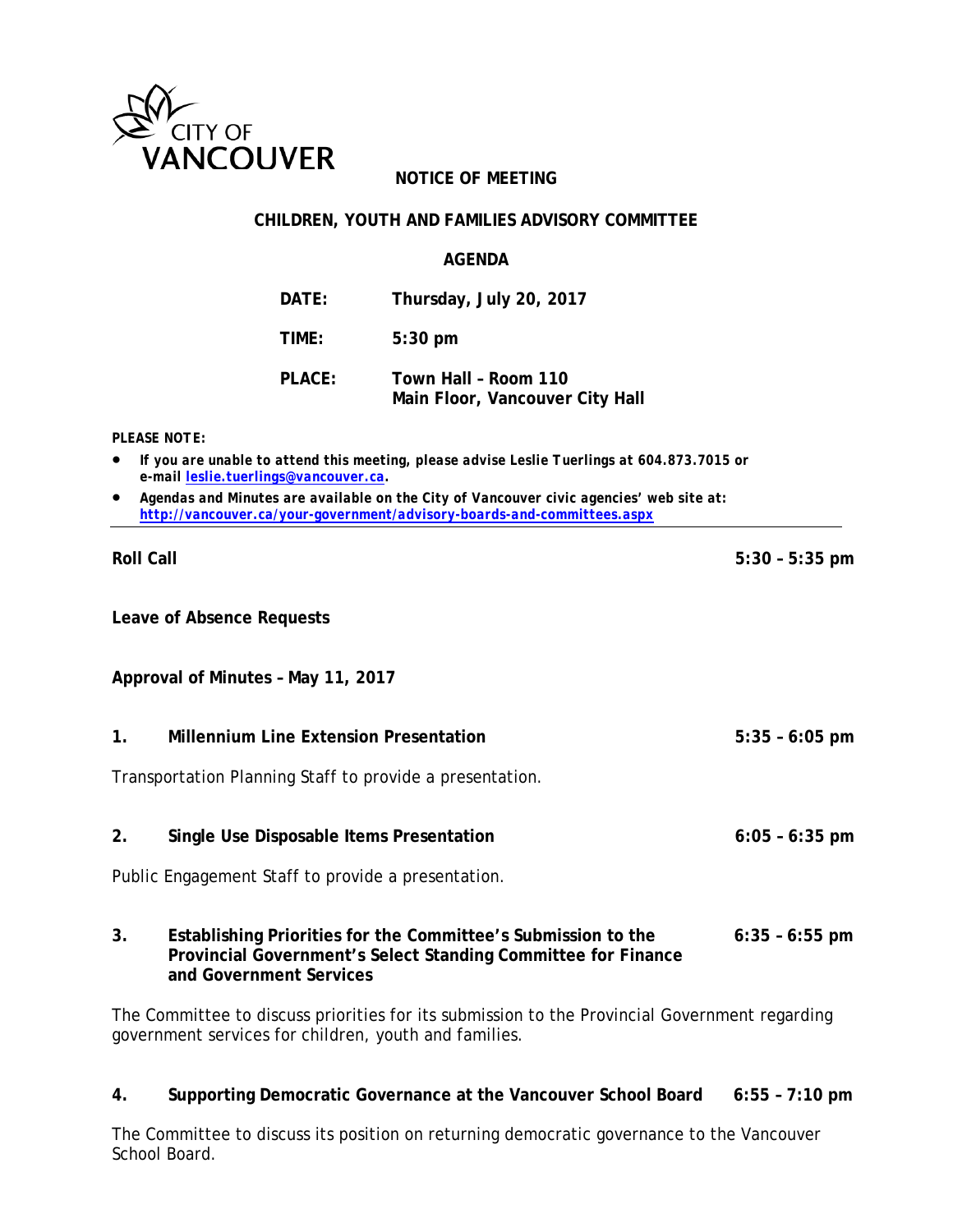CITY OF VANCOUVER

# NOTICE OF MEETING

## CHILDREN, YOUTH AND FAMILIES ADVISORY COMMITTEE

## AGENDA

**DATE:** Thursday, July 20, 2017

**TIME:** 5:30 pm

**PLACE:** Town Hall – Room 110
Main Floor, Vancouver City Hall

***PLEASE NOTE:***

- ***If you are unable to attend this meeting, please advise Leslie Tuerlings at 604.873.7015 or e-mail [leslie.tuerlings@vancouver.ca](mailto:leslie.tuerlings@vancouver.ca).***
- ***Agendas and Minutes are available on the City of Vancouver civic agencies' web site at: [http://vancouver.ca/your-government/advisory-boards-and-committees.aspx](http://vancouver.ca/your-government/advisory-boards-and-committees.aspx)***

---

**Roll Call** 5:30 – 5:35 pm

**Leave of Absence Requests**

**Approval of Minutes – May 11, 2017**

**1. Millennium Line Extension Presentation** 5:35 – 6:05 pm

Transportation Planning Staff to provide a presentation.

**2. Single Use Disposable Items Presentation** 6:05 – 6:35 pm

Public Engagement Staff to provide a presentation.

**3. Establishing Priorities for the Committee's Submission to the Provincial Government's Select Standing Committee for Finance and Government Services** 6:35 – 6:55 pm

The Committee to discuss priorities for its submission to the Provincial Government regarding government services for children, youth and families.

**4. Supporting Democratic Governance at the Vancouver School Board** 6:55 – 7:10 pm

The Committee to discuss its position on returning democratic governance to the Vancouver School Board.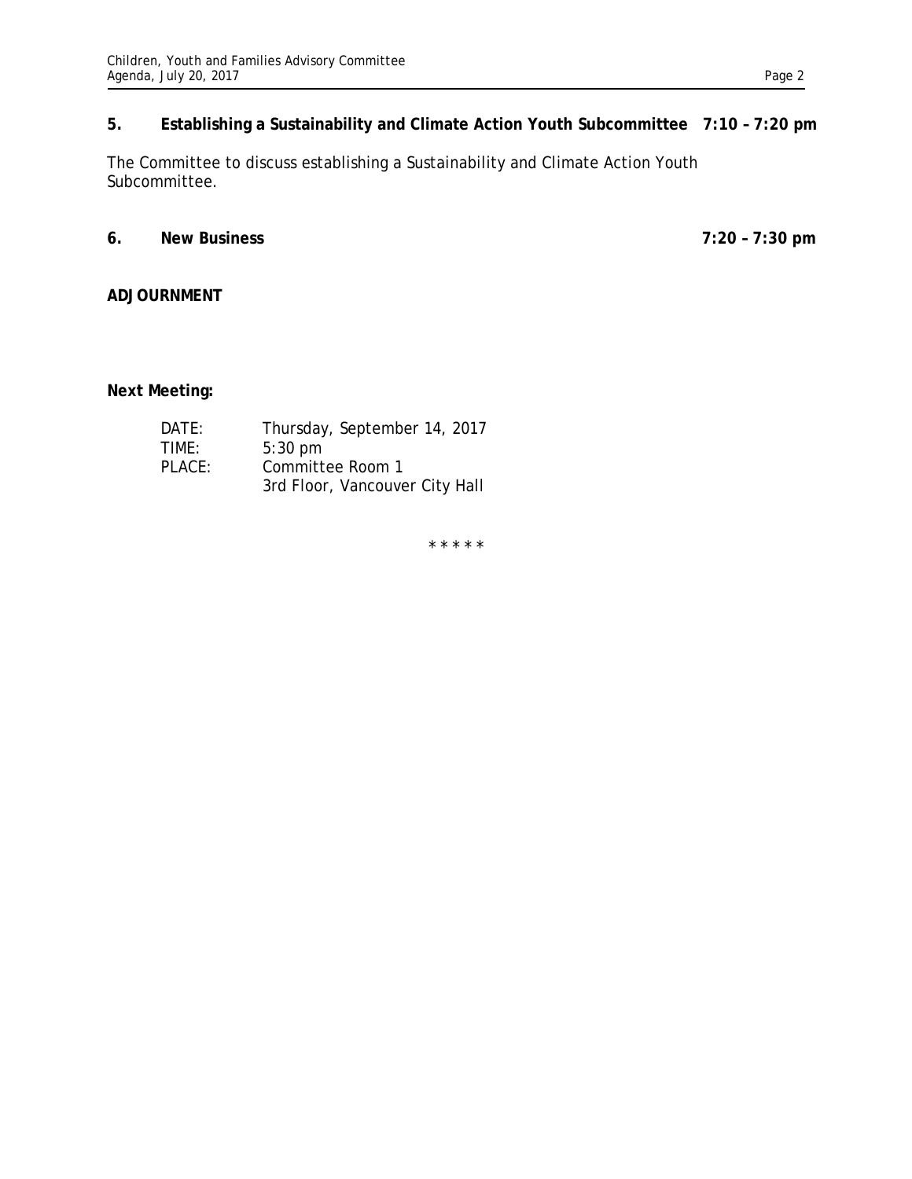**5. Establishing a Sustainability and Climate Action Youth Subcommittee 7:10 – 7:20 pm**

The Committee to discuss establishing a Sustainability and Climate Action Youth Subcommittee.

**6. New Business 7:20 – 7:30 pm**

**ADJOURNMENT**

**Next Meeting:**

DATE: Thursday, September 14, 2017
TIME: 5:30 pm
PLACE: Committee Room 1
3rd Floor, Vancouver City Hall

\* \* \* \* \*